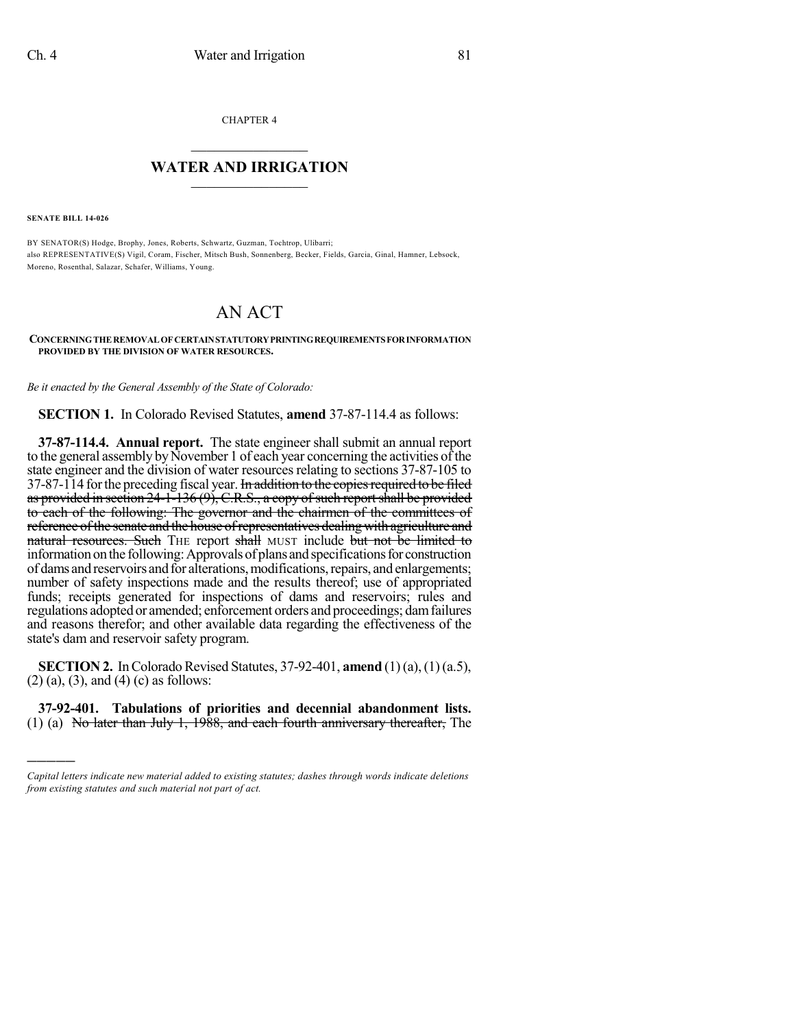CHAPTER 4

# WATER AND IRRIGATION

**SENATE BILL 14-026**

BY SENATOR(S) Hodge, Brophy, Jones, Roberts, Schwartz, Guzman, Tochtrop, Ulibarri;
also REPRESENTATIVE(S) Vigil, Coram, Fischer, Mitsch Bush, Sonnenberg, Becker, Fields, Garcia, Ginal, Hamner, Lebsock, Moreno, Rosenthal, Salazar, Schafer, Williams, Young.

# AN ACT

**CONCERNING THE REMOVAL OF CERTAIN STATUTORY PRINTING REQUIREMENTS FOR INFORMATION PROVIDED BY THE DIVISION OF WATER RESOURCES.**

*Be it enacted by the General Assembly of the State of Colorado:*

**SECTION 1.** In Colorado Revised Statutes, **amend** 37-87-114.4 as follows:

**37-87-114.4. Annual report.** The state engineer shall submit an annual report to the general assembly by November 1 of each year concerning the activities of the state engineer and the division of water resources relating to sections 37-87-105 to 37-87-114 for the preceding fiscal year. ~~In addition to the copies required to be filed as provided in section 24-1-136 (9), C.R.S., a copy of such report shall be provided to each of the following: The governor and the chairmen of the committees of reference of the senate and the house of representatives dealing with agriculture and natural resources. Such~~ THE report ~~shall~~ MUST include ~~but not be limited to~~ information on the following: Approvals of plans and specifications for construction of dams and reservoirs and for alterations, modifications, repairs, and enlargements; number of safety inspections made and the results thereof; use of appropriated funds; receipts generated for inspections of dams and reservoirs; rules and regulations adopted or amended; enforcement orders and proceedings; dam failures and reasons therefor; and other available data regarding the effectiveness of the state's dam and reservoir safety program.

**SECTION 2.** In Colorado Revised Statutes, 37-92-401, **amend** (1) (a), (1) (a.5), (2) (a), (3), and (4) (c) as follows:

**37-92-401. Tabulations of priorities and decennial abandonment lists.** (1) (a) ~~No later than July 1, 1988, and each fourth anniversary thereafter,~~ The

---

*Capital letters indicate new material added to existing statutes; dashes through words indicate deletions from existing statutes and such material not part of act.*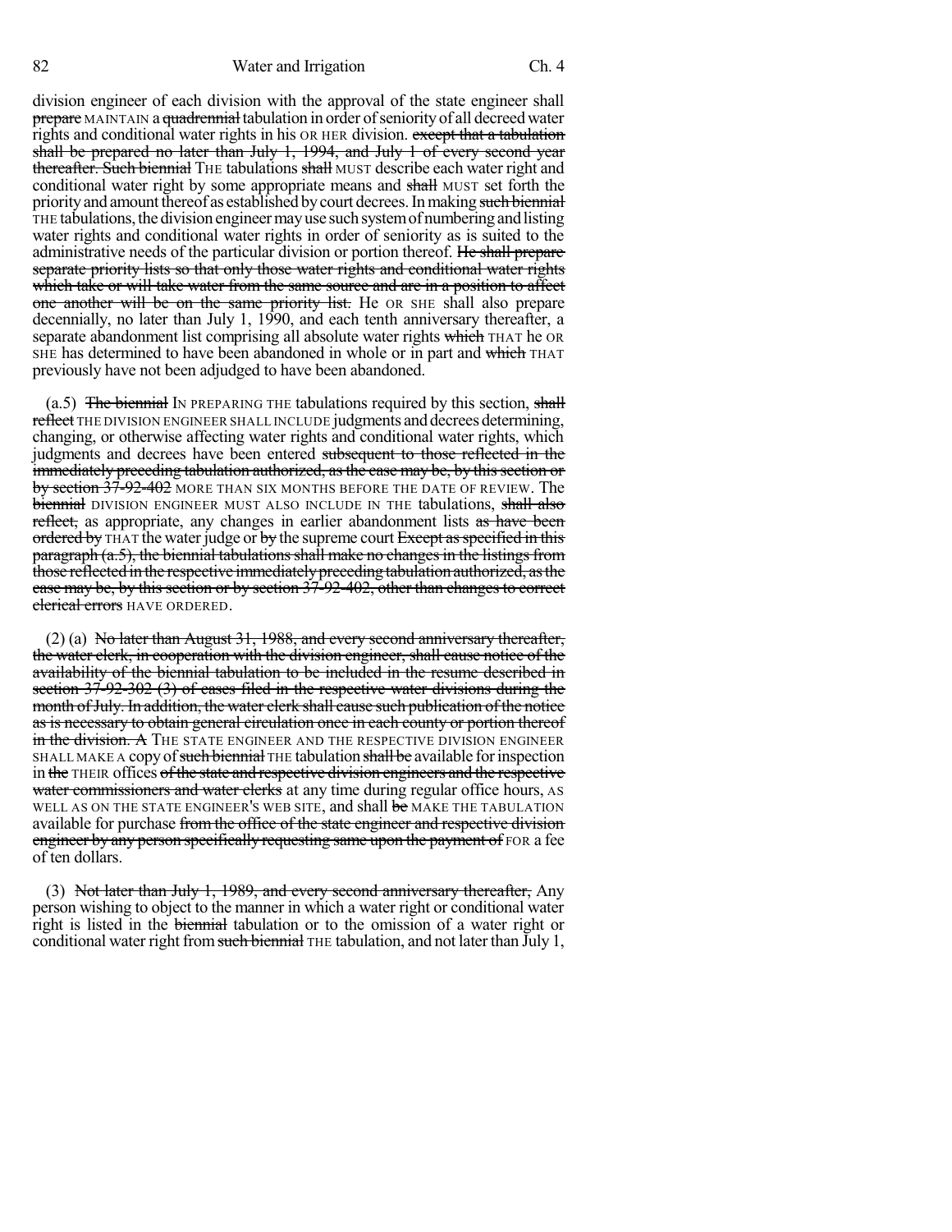division engineer of each division with the approval of the state engineer shall ~~prepare~~ MAINTAIN a ~~quadrennial~~ tabulation in order of seniority of all decreed water rights and conditional water rights in his OR HER division. ~~except that a tabulation shall be prepared no later than July 1, 1994, and July 1 of every second year thereafter. Such biennial~~ THE tabulations ~~shall~~ MUST describe each water right and conditional water right by some appropriate means and ~~shall~~ MUST set forth the priority and amount thereof as established by court decrees. In making ~~such biennial~~ THE tabulations, the division engineer may use such system of numbering and listing water rights and conditional water rights in order of seniority as is suited to the administrative needs of the particular division or portion thereof. ~~He shall prepare separate priority lists so that only those water rights and conditional water rights which take or will take water from the same source and are in a position to affect one another will be on the same priority list.~~ He OR SHE shall also prepare decennially, no later than July 1, 1990, and each tenth anniversary thereafter, a separate abandonment list comprising all absolute water rights ~~which~~ THAT he OR SHE has determined to have been abandoned in whole or in part and ~~which~~ THAT previously have not been adjudged to have been abandoned.

(a.5) ~~The biennial~~ IN PREPARING THE tabulations required by this section, ~~shall reflect~~ THE DIVISION ENGINEER SHALL INCLUDE judgments and decrees determining, changing, or otherwise affecting water rights and conditional water rights, which judgments and decrees have been entered ~~subsequent to those reflected in the immediately preceding tabulation authorized, as the case may be, by this section or by section 37-92-402~~ MORE THAN SIX MONTHS BEFORE THE DATE OF REVIEW. The ~~biennial~~ DIVISION ENGINEER MUST ALSO INCLUDE IN THE tabulations, ~~shall also reflect,~~ as appropriate, any changes in earlier abandonment lists ~~as have been ordered by~~ THAT the water judge or ~~by~~ the supreme court ~~Except as specified in this paragraph (a.5), the biennial tabulations shall make no changes in the listings from those reflected in the respective immediately preceding tabulation authorized, as the case may be, by this section or by section 37-92-402, other than changes to correct clerical errors~~ HAVE ORDERED.

(2) (a) ~~No later than August 31, 1988, and every second anniversary thereafter, the water clerk, in cooperation with the division engineer, shall cause notice of the availability of the biennial tabulation to be included in the resume described in section 37-92-302 (3) of cases filed in the respective water divisions during the month of July. In addition, the water clerk shall cause such publication of the notice as is necessary to obtain general circulation once in each county or portion thereof in the division. A~~ THE STATE ENGINEER AND THE RESPECTIVE DIVISION ENGINEER SHALL MAKE A copy of ~~such biennial~~ THE tabulation ~~shall be~~ available for inspection in ~~the~~ THEIR offices ~~of the state and respective division engineers and the respective water commissioners and water clerks~~ at any time during regular office hours, AS WELL AS ON THE STATE ENGINEER'S WEB SITE, and shall ~~be~~ MAKE THE TABULATION available for purchase ~~from the office of the state engineer and respective division engineer by any person specifically requesting same upon the payment of~~ FOR a fee of ten dollars.

(3) ~~Not later than July 1, 1989, and every second anniversary thereafter,~~ Any person wishing to object to the manner in which a water right or conditional water right is listed in the ~~biennial~~ tabulation or to the omission of a water right or conditional water right from ~~such biennial~~ THE tabulation, and not later than July 1,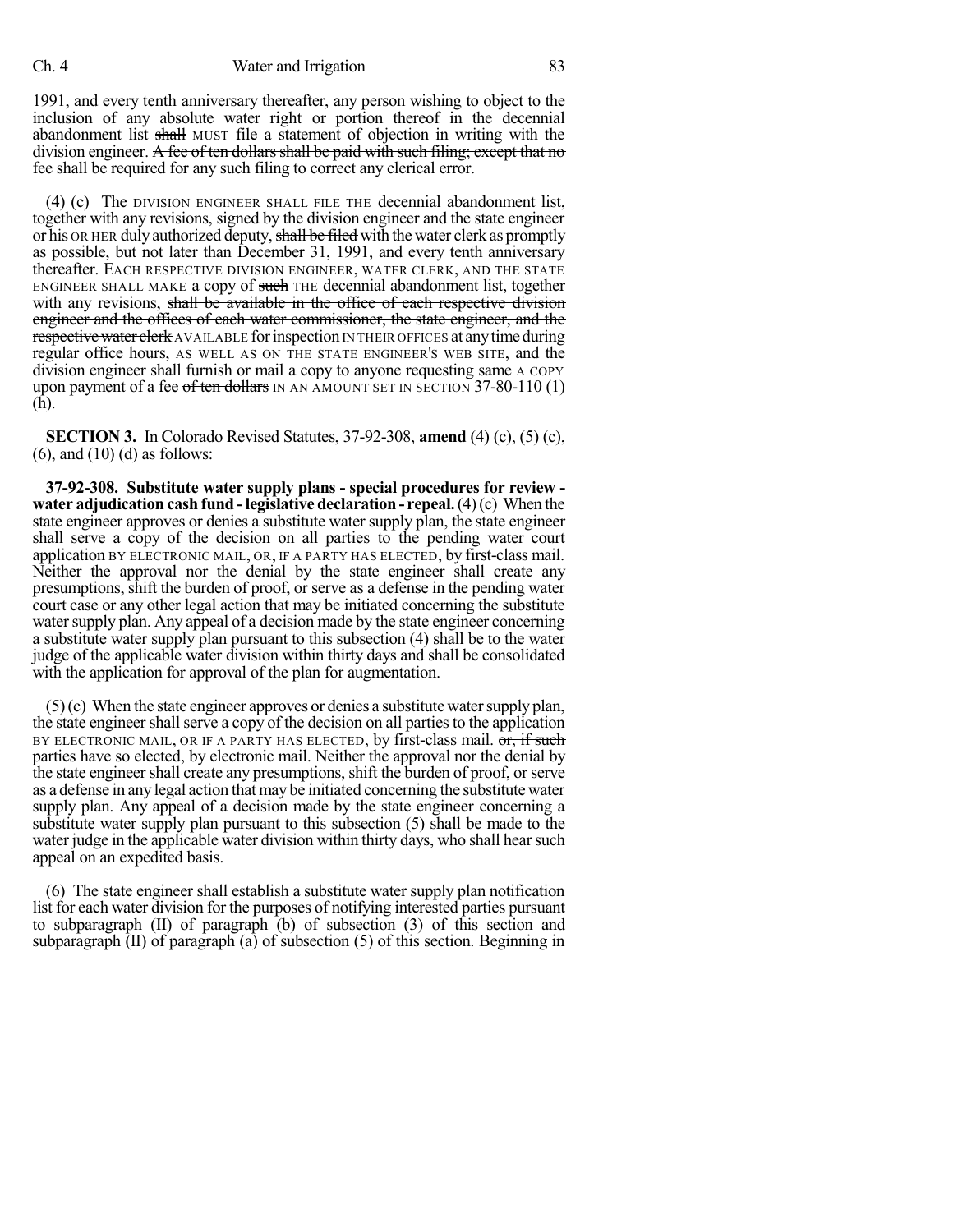1991, and every tenth anniversary thereafter, any person wishing to object to the inclusion of any absolute water right or portion thereof in the decennial abandonment list ~~shall~~ MUST file a statement of objection in writing with the division engineer. ~~A fee of ten dollars shall be paid with such filing; except that no fee shall be required for any such filing to correct any clerical error.~~

(4) (c) The DIVISION ENGINEER SHALL FILE THE decennial abandonment list, together with any revisions, signed by the division engineer and the state engineer or his OR HER duly authorized deputy, ~~shall be filed~~ with the water clerk as promptly as possible, but not later than December 31, 1991, and every tenth anniversary thereafter. EACH RESPECTIVE DIVISION ENGINEER, WATER CLERK, AND THE STATE ENGINEER SHALL MAKE a copy of ~~such~~ THE decennial abandonment list, together with any revisions, ~~shall be available in the office of each respective division engineer and the offices of each water commissioner, the state engineer, and the respective water clerk~~ AVAILABLE for inspection IN THEIR OFFICES at any time during regular office hours, AS WELL AS ON THE STATE ENGINEER'S WEB SITE, and the division engineer shall furnish or mail a copy to anyone requesting ~~same~~ A COPY upon payment of a fee ~~of ten dollars~~ IN AN AMOUNT SET IN SECTION 37-80-110 (1) (h).

**SECTION 3.** In Colorado Revised Statutes, 37-92-308, **amend** (4) (c), (5) (c), (6), and (10) (d) as follows:

**37-92-308. Substitute water supply plans - special procedures for review - water adjudication cash fund - legislative declaration - repeal.** (4) (c) When the state engineer approves or denies a substitute water supply plan, the state engineer shall serve a copy of the decision on all parties to the pending water court application BY ELECTRONIC MAIL, OR, IF A PARTY HAS ELECTED, by first-class mail. Neither the approval nor the denial by the state engineer shall create any presumptions, shift the burden of proof, or serve as a defense in the pending water court case or any other legal action that may be initiated concerning the substitute water supply plan. Any appeal of a decision made by the state engineer concerning a substitute water supply plan pursuant to this subsection (4) shall be to the water judge of the applicable water division within thirty days and shall be consolidated with the application for approval of the plan for augmentation.

(5) (c) When the state engineer approves or denies a substitute water supply plan, the state engineer shall serve a copy of the decision on all parties to the application BY ELECTRONIC MAIL, OR IF A PARTY HAS ELECTED, by first-class mail. ~~or, if such parties have so elected, by electronic mail.~~ Neither the approval nor the denial by the state engineer shall create any presumptions, shift the burden of proof, or serve as a defense in any legal action that may be initiated concerning the substitute water supply plan. Any appeal of a decision made by the state engineer concerning a substitute water supply plan pursuant to this subsection (5) shall be made to the water judge in the applicable water division within thirty days, who shall hear such appeal on an expedited basis.

(6) The state engineer shall establish a substitute water supply plan notification list for each water division for the purposes of notifying interested parties pursuant to subparagraph (II) of paragraph (b) of subsection (3) of this section and subparagraph (II) of paragraph (a) of subsection (5) of this section. Beginning in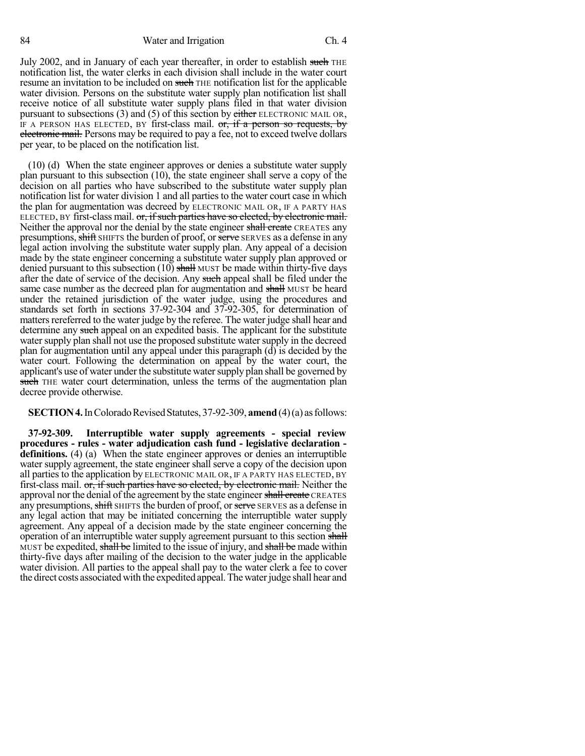July 2002, and in January of each year thereafter, in order to establish ~~such~~ THE notification list, the water clerks in each division shall include in the water court resume an invitation to be included on ~~such~~ THE notification list for the applicable water division. Persons on the substitute water supply plan notification list shall receive notice of all substitute water supply plans filed in that water division pursuant to subsections (3) and (5) of this section by ~~either~~ ELECTRONIC MAIL OR, IF A PERSON HAS ELECTED, BY first-class mail. ~~or, if a person so requests, by electronic mail.~~ Persons may be required to pay a fee, not to exceed twelve dollars per year, to be placed on the notification list.

(10) (d) When the state engineer approves or denies a substitute water supply plan pursuant to this subsection (10), the state engineer shall serve a copy of the decision on all parties who have subscribed to the substitute water supply plan notification list for water division 1 and all parties to the water court case in which the plan for augmentation was decreed by ELECTRONIC MAIL OR, IF A PARTY HAS ELECTED, BY first-class mail. ~~or, if such parties have so elected, by electronic mail.~~ Neither the approval nor the denial by the state engineer ~~shall create~~ CREATES any presumptions, ~~shift~~ SHIFTS the burden of proof, or ~~serve~~ SERVES as a defense in any legal action involving the substitute water supply plan. Any appeal of a decision made by the state engineer concerning a substitute water supply plan approved or denied pursuant to this subsection (10) ~~shall~~ MUST be made within thirty-five days after the date of service of the decision. Any ~~such~~ appeal shall be filed under the same case number as the decreed plan for augmentation and ~~shall~~ MUST be heard under the retained jurisdiction of the water judge, using the procedures and standards set forth in sections 37-92-304 and 37-92-305, for determination of matters rereferred to the water judge by the referee. The water judge shall hear and determine any ~~such~~ appeal on an expedited basis. The applicant for the substitute water supply plan shall not use the proposed substitute water supply in the decreed plan for augmentation until any appeal under this paragraph (d) is decided by the water court. Following the determination on appeal by the water court, the applicant's use of water under the substitute water supply plan shall be governed by ~~such~~ THE water court determination, unless the terms of the augmentation plan decree provide otherwise.

**SECTION 4.** In Colorado Revised Statutes, 37-92-309, **amend** (4)(a) as follows:

**37-92-309. Interruptible water supply agreements - special review procedures - rules - water adjudication cash fund - legislative declaration - definitions.** (4) (a) When the state engineer approves or denies an interruptible water supply agreement, the state engineer shall serve a copy of the decision upon all parties to the application by ELECTRONIC MAIL OR, IF A PARTY HAS ELECTED, BY first-class mail. ~~or, if such parties have so elected, by electronic mail.~~ Neither the approval nor the denial of the agreement by the state engineer ~~shall create~~ CREATES any presumptions, ~~shift~~ SHIFTS the burden of proof, or ~~serve~~ SERVES as a defense in any legal action that may be initiated concerning the interruptible water supply agreement. Any appeal of a decision made by the state engineer concerning the operation of an interruptible water supply agreement pursuant to this section ~~shall~~ MUST be expedited, ~~shall be~~ limited to the issue of injury, and ~~shall be~~ made within thirty-five days after mailing of the decision to the water judge in the applicable water division. All parties to the appeal shall pay to the water clerk a fee to cover the direct costs associated with the expedited appeal. The water judge shall hear and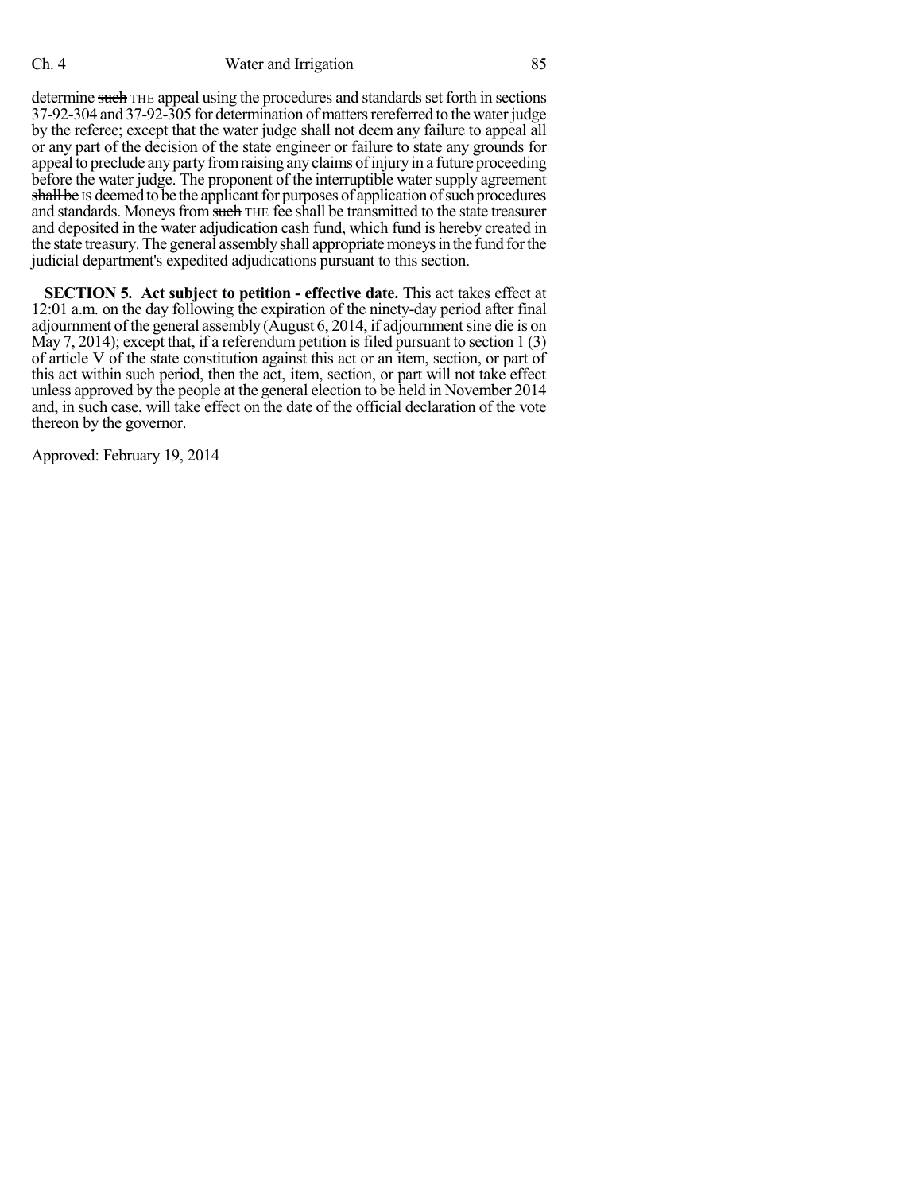determine ~~such~~ THE appeal using the procedures and standards set forth in sections 37-92-304 and 37-92-305 for determination of matters rereferred to the water judge by the referee; except that the water judge shall not deem any failure to appeal all or any part of the decision of the state engineer or failure to state any grounds for appeal to preclude any party from raising any claims of injury in a future proceeding before the water judge. The proponent of the interruptible water supply agreement ~~shall be~~ IS deemed to be the applicant for purposes of application of such procedures and standards. Moneys from ~~such~~ THE fee shall be transmitted to the state treasurer and deposited in the water adjudication cash fund, which fund is hereby created in the state treasury. The general assembly shall appropriate moneys in the fund for the judicial department's expedited adjudications pursuant to this section.

**SECTION 5. Act subject to petition - effective date.** This act takes effect at 12:01 a.m. on the day following the expiration of the ninety-day period after final adjournment of the general assembly (August 6, 2014, if adjournment sine die is on May 7, 2014); except that, if a referendum petition is filed pursuant to section 1 (3) of article V of the state constitution against this act or an item, section, or part of this act within such period, then the act, item, section, or part will not take effect unless approved by the people at the general election to be held in November 2014 and, in such case, will take effect on the date of the official declaration of the vote thereon by the governor.

Approved: February 19, 2014